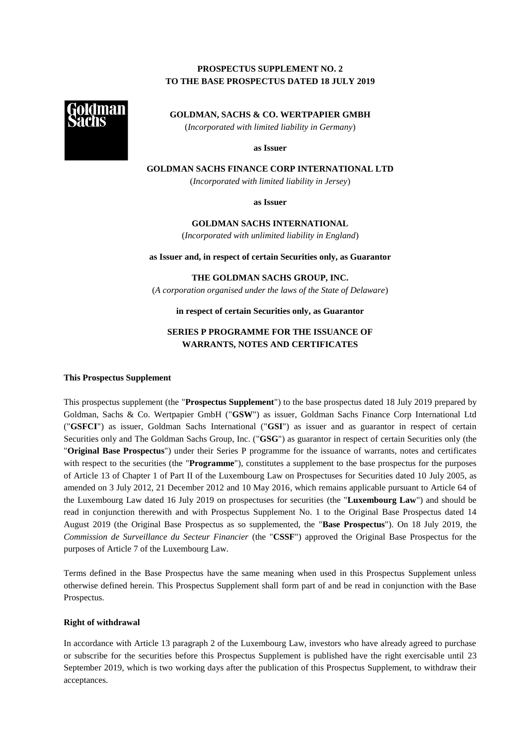**PROSPECTUS SUPPLEMENT NO. 2**
**TO THE BASE PROSPECTUS DATED 18 JULY 2019**

**GOLDMAN, SACHS & CO. WERTPAPIER GMBH**

(*Incorporated with limited liability in Germany*)

**as Issuer**

**GOLDMAN SACHS FINANCE CORP INTERNATIONAL LTD**

(*Incorporated with limited liability in Jersey*)

**as Issuer**

**GOLDMAN SACHS INTERNATIONAL**

(*Incorporated with unlimited liability in England*)

**as Issuer and, in respect of certain Securities only, as Guarantor**

**THE GOLDMAN SACHS GROUP, INC.**

(*A corporation organised under the laws of the State of Delaware*)

**in respect of certain Securities only, as Guarantor**

**SERIES P PROGRAMME FOR THE ISSUANCE OF WARRANTS, NOTES AND CERTIFICATES**

**This Prospectus Supplement**

This prospectus supplement (the "**Prospectus Supplement**") to the base prospectus dated 18 July 2019 prepared by Goldman, Sachs & Co. Wertpapier GmbH ("**GSW**") as issuer, Goldman Sachs Finance Corp International Ltd ("**GSFCI**") as issuer, Goldman Sachs International ("**GSI**") as issuer and as guarantor in respect of certain Securities only and The Goldman Sachs Group, Inc. ("**GSG**") as guarantor in respect of certain Securities only (the "**Original Base Prospectus**") under their Series P programme for the issuance of warrants, notes and certificates with respect to the securities (the "**Programme**"), constitutes a supplement to the base prospectus for the purposes of Article 13 of Chapter 1 of Part II of the Luxembourg Law on Prospectuses for Securities dated 10 July 2005, as amended on 3 July 2012, 21 December 2012 and 10 May 2016, which remains applicable pursuant to Article 64 of the Luxembourg Law dated 16 July 2019 on prospectuses for securities (the "**Luxembourg Law**") and should be read in conjunction therewith and with Prospectus Supplement No. 1 to the Original Base Prospectus dated 14 August 2019 (the Original Base Prospectus as so supplemented, the "**Base Prospectus**"). On 18 July 2019, the *Commission de Surveillance du Secteur Financier* (the "**CSSF**") approved the Original Base Prospectus for the purposes of Article 7 of the Luxembourg Law.

Terms defined in the Base Prospectus have the same meaning when used in this Prospectus Supplement unless otherwise defined herein. This Prospectus Supplement shall form part of and be read in conjunction with the Base Prospectus.

**Right of withdrawal**

In accordance with Article 13 paragraph 2 of the Luxembourg Law, investors who have already agreed to purchase or subscribe for the securities before this Prospectus Supplement is published have the right exercisable until 23 September 2019, which is two working days after the publication of this Prospectus Supplement, to withdraw their acceptances.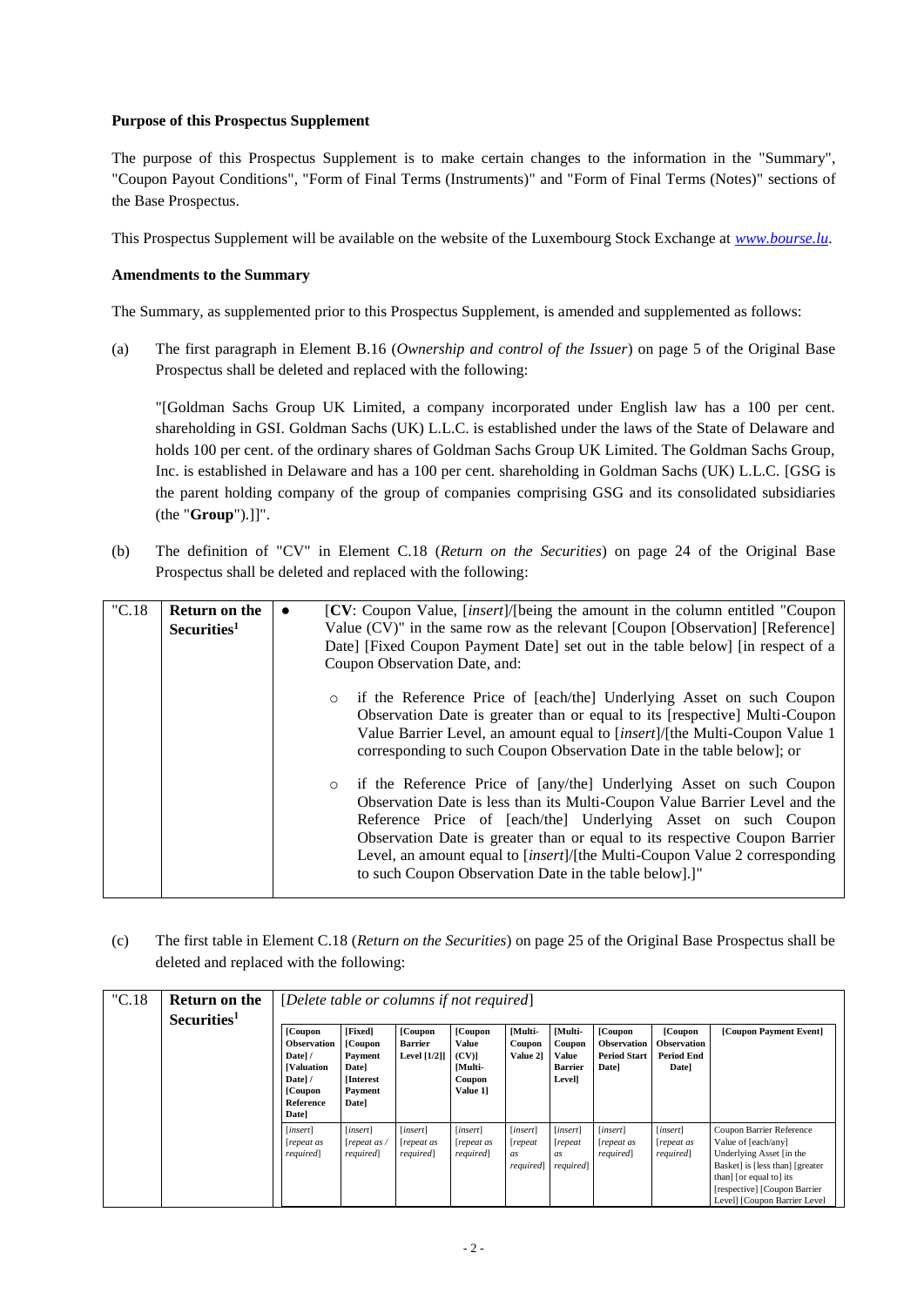**Purpose of this Prospectus Supplement**

The purpose of this Prospectus Supplement is to make certain changes to the information in the "Summary", "Coupon Payout Conditions", "Form of Final Terms (Instruments)" and "Form of Final Terms (Notes)" sections of the Base Prospectus.

This Prospectus Supplement will be available on the website of the Luxembourg Stock Exchange at *www.bourse.lu*.

**Amendments to the Summary**

The Summary, as supplemented prior to this Prospectus Supplement, is amended and supplemented as follows:

(a) The first paragraph in Element B.16 (*Ownership and control of the Issuer*) on page 5 of the Original Base Prospectus shall be deleted and replaced with the following:

"[Goldman Sachs Group UK Limited, a company incorporated under English law has a 100 per cent. shareholding in GSI. Goldman Sachs (UK) L.L.C. is established under the laws of the State of Delaware and holds 100 per cent. of the ordinary shares of Goldman Sachs Group UK Limited. The Goldman Sachs Group, Inc. is established in Delaware and has a 100 per cent. shareholding in Goldman Sachs (UK) L.L.C. [GSG is the parent holding company of the group of companies comprising GSG and its consolidated subsidiaries (the "**Group**").]]".

(b) The definition of "CV" in Element C.18 (*Return on the Securities*) on page 24 of the Original Base Prospectus shall be deleted and replaced with the following:

| "C.18 | **Return on the Securities**[1] | • [**CV**: Coupon Value, [*insert*]/[being the amount in the column entitled "Coupon Value (CV)" in the same row as the relevant [Coupon [Observation] [Reference] Date] [Fixed Coupon Payment Date] set out in the table below] [in respect of a Coupon Observation Date, and:<br><br>○ if the Reference Price of [each/the] Underlying Asset on such Coupon Observation Date is greater than or equal to its [respective] Multi-Coupon Value Barrier Level, an amount equal to [*insert*]/[the Multi-Coupon Value 1 corresponding to such Coupon Observation Date in the table below]; or<br><br>○ if the Reference Price of [any/the] Underlying Asset on such Coupon Observation Date is less than its Multi-Coupon Value Barrier Level and the Reference Price of [each/the] Underlying Asset on such Coupon Observation Date is greater than or equal to its respective Coupon Barrier Level, an amount equal to [*insert*]/[the Multi-Coupon Value 2 corresponding to such Coupon Observation Date in the table below].]" |
|---|---|---|

(c) The first table in Element C.18 (*Return on the Securities*) on page 25 of the Original Base Prospectus shall be deleted and replaced with the following:

"C.18 **Return on the Securities**[1]

[*Delete table or columns if not required*]

| [Coupon Observation Date] / [Valuation Date] / [Coupon Reference Date] | [Fixed] [Coupon Payment Date] [Interest Payment Date] | [Coupon Barrier Level [1/2]] | [Coupon Value (CV)] [Multi-Coupon Value 1] | [Multi-Coupon Value 2] | [Multi-Coupon Value Barrier Level] | [Coupon Observation Period Start Date] | [Coupon Observation Period End Date] | [Coupon Payment Event] |
|---|---|---|---|---|---|---|---|---|
| [*insert*] [*repeat as required*] | [*insert*] [*repeat as / required*] | [*insert*] [*repeat as required*] | [*insert*] [*repeat as required*] | [*insert*] [*repeat as required*] | [*insert*] [*repeat as required*] | [*insert*] [*repeat as required*] | [*insert*] [*repeat as required*] | Coupon Barrier Reference Value of [each/any] Underlying Asset [in the Basket] is [less than] [greater than] [or equal to] its [respective] [Coupon Barrier Level] [Coupon Barrier Level |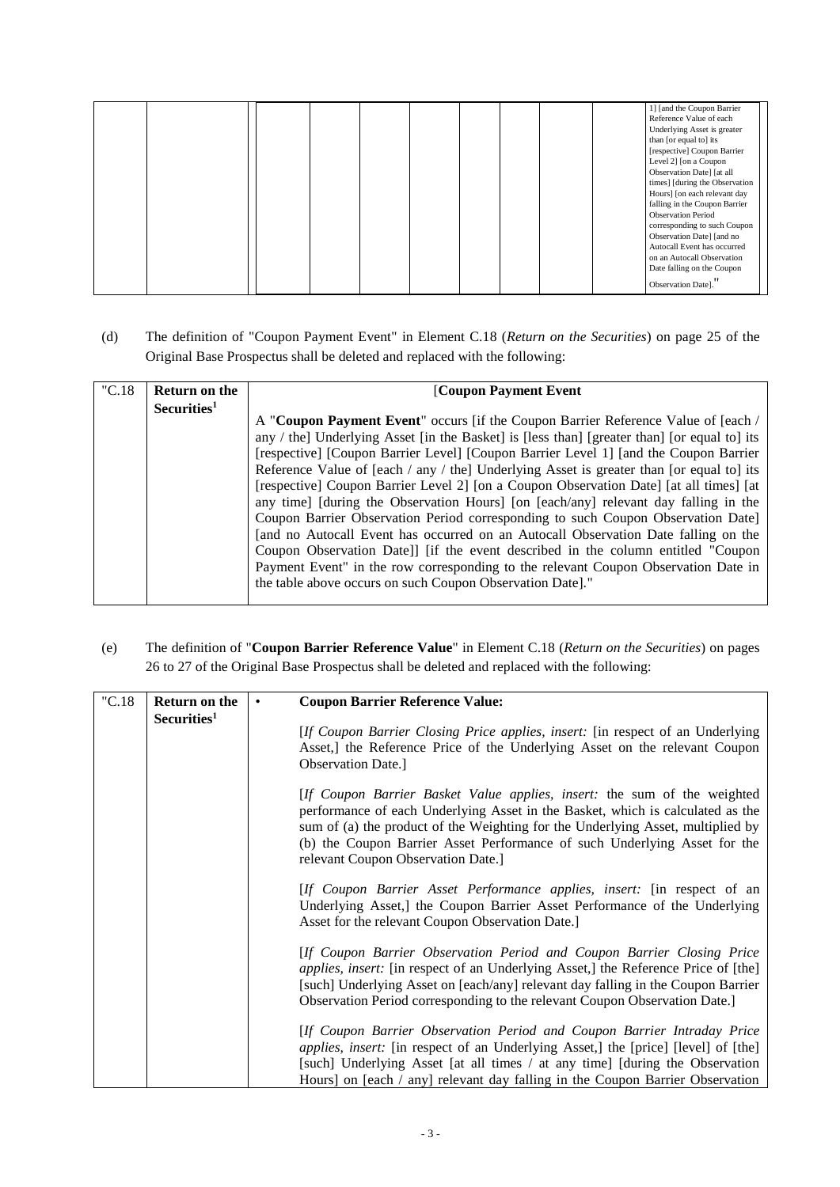| | | | | | | | | | | |
|---|---|---|---|---|---|---|---|---|---|---|
| | | | | | | | | | | 1] [and the Coupon Barrier Reference Value of each Underlying Asset is greater than [or equal to] its [respective] Coupon Barrier Level 2] [on a Coupon Observation Date] [at all times] [during the Observation Hours] [on each relevant day falling in the Coupon Barrier Observation Period corresponding to such Coupon Observation Date] [and no Autocall Event has occurred on an Autocall Observation Date falling on the Coupon Observation Date]." |

(d) The definition of "Coupon Payment Event" in Element C.18 (*Return on the Securities*) on page 25 of the Original Base Prospectus shall be deleted and replaced with the following:

| "C.18 | **Return on the Securities**[1] | [**Coupon Payment Event** A "**Coupon Payment Event**" occurs [if the Coupon Barrier Reference Value of [each / any / the] Underlying Asset [in the Basket] is [less than] [greater than] [or equal to] its [respective] [Coupon Barrier Level] [Coupon Barrier Level 1] [and the Coupon Barrier Reference Value of [each / any / the] Underlying Asset is greater than [or equal to] its [respective] Coupon Barrier Level 2] [on a Coupon Observation Date] [at all times] [at any time] [during the Observation Hours] [on [each/any] relevant day falling in the Coupon Barrier Observation Period corresponding to such Coupon Observation Date] [and no Autocall Event has occurred on an Autocall Observation Date falling on the Coupon Observation Date]] [if the event described in the column entitled "Coupon Payment Event" in the row corresponding to the relevant Coupon Observation Date in the table above occurs on such Coupon Observation Date]." |
|---|---|---|

(e) The definition of "**Coupon Barrier Reference Value**" in Element C.18 (*Return on the Securities*) on pages 26 to 27 of the Original Base Prospectus shall be deleted and replaced with the following:

| "C.18 | **Return on the Securities**[1] | • **Coupon Barrier Reference Value:** [*If Coupon Barrier Closing Price applies, insert:* [in respect of an Underlying Asset,] the Reference Price of the Underlying Asset on the relevant Coupon Observation Date.] [*If Coupon Barrier Basket Value applies, insert:* the sum of the weighted performance of each Underlying Asset in the Basket, which is calculated as the sum of (a) the product of the Weighting for the Underlying Asset, multiplied by (b) the Coupon Barrier Asset Performance of such Underlying Asset for the relevant Coupon Observation Date.] [*If Coupon Barrier Asset Performance applies, insert:* [in respect of an Underlying Asset,] the Coupon Barrier Asset Performance of the Underlying Asset for the relevant Coupon Observation Date.] [*If Coupon Barrier Observation Period and Coupon Barrier Closing Price applies, insert:* [in respect of an Underlying Asset,] the Reference Price of [the] [such] Underlying Asset on [each/any] relevant day falling in the Coupon Barrier Observation Period corresponding to the relevant Coupon Observation Date.] [*If Coupon Barrier Observation Period and Coupon Barrier Intraday Price applies, insert:* [in respect of an Underlying Asset,] the [price] [level] of [the] [such] Underlying Asset [at all times / at any time] [during the Observation Hours] on [each / any] relevant day falling in the Coupon Barrier Observation |
|---|---|---|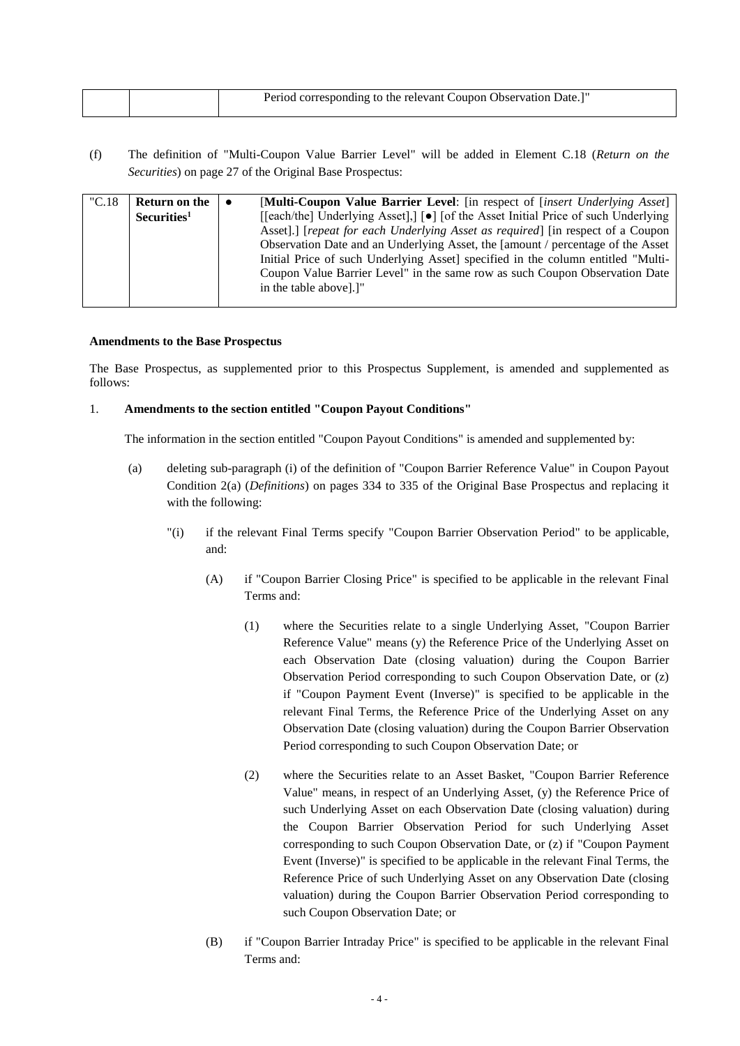| | | Period corresponding to the relevant Coupon Observation Date.]" |
|---|---|---|

(f) The definition of "Multi-Coupon Value Barrier Level" will be added in Element C.18 (*Return on the Securities*) on page 27 of the Original Base Prospectus:

| "C.18 | **Return on the Securities**[1] | ● [**Multi-Coupon Value Barrier Level**: [in respect of [*insert Underlying Asset*] [[each/the] Underlying Asset],] [●] [of the Asset Initial Price of such Underlying Asset].] [*repeat for each Underlying Asset as required*] [in respect of a Coupon Observation Date and an Underlying Asset, the [amount / percentage of the Asset Initial Price of such Underlying Asset] specified in the column entitled "Multi-Coupon Value Barrier Level" in the same row as such Coupon Observation Date in the table above].]" |
|---|---|---|

**Amendments to the Base Prospectus**

The Base Prospectus, as supplemented prior to this Prospectus Supplement, is amended and supplemented as follows:

1. **Amendments to the section entitled "Coupon Payout Conditions"**

   The information in the section entitled "Coupon Payout Conditions" is amended and supplemented by:

   (a) deleting sub-paragraph (i) of the definition of "Coupon Barrier Reference Value" in Coupon Payout Condition 2(a) (*Definitions*) on pages 334 to 335 of the Original Base Prospectus and replacing it with the following:

      "(i) if the relevant Final Terms specify "Coupon Barrier Observation Period" to be applicable, and:

         (A) if "Coupon Barrier Closing Price" is specified to be applicable in the relevant Final Terms and:

            (1) where the Securities relate to a single Underlying Asset, "Coupon Barrier Reference Value" means (y) the Reference Price of the Underlying Asset on each Observation Date (closing valuation) during the Coupon Barrier Observation Period corresponding to such Coupon Observation Date, or (z) if "Coupon Payment Event (Inverse)" is specified to be applicable in the relevant Final Terms, the Reference Price of the Underlying Asset on any Observation Date (closing valuation) during the Coupon Barrier Observation Period corresponding to such Coupon Observation Date; or

            (2) where the Securities relate to an Asset Basket, "Coupon Barrier Reference Value" means, in respect of an Underlying Asset, (y) the Reference Price of such Underlying Asset on each Observation Date (closing valuation) during the Coupon Barrier Observation Period for such Underlying Asset corresponding to such Coupon Observation Date, or (z) if "Coupon Payment Event (Inverse)" is specified to be applicable in the relevant Final Terms, the Reference Price of such Underlying Asset on any Observation Date (closing valuation) during the Coupon Barrier Observation Period corresponding to such Coupon Observation Date; or

         (B) if "Coupon Barrier Intraday Price" is specified to be applicable in the relevant Final Terms and: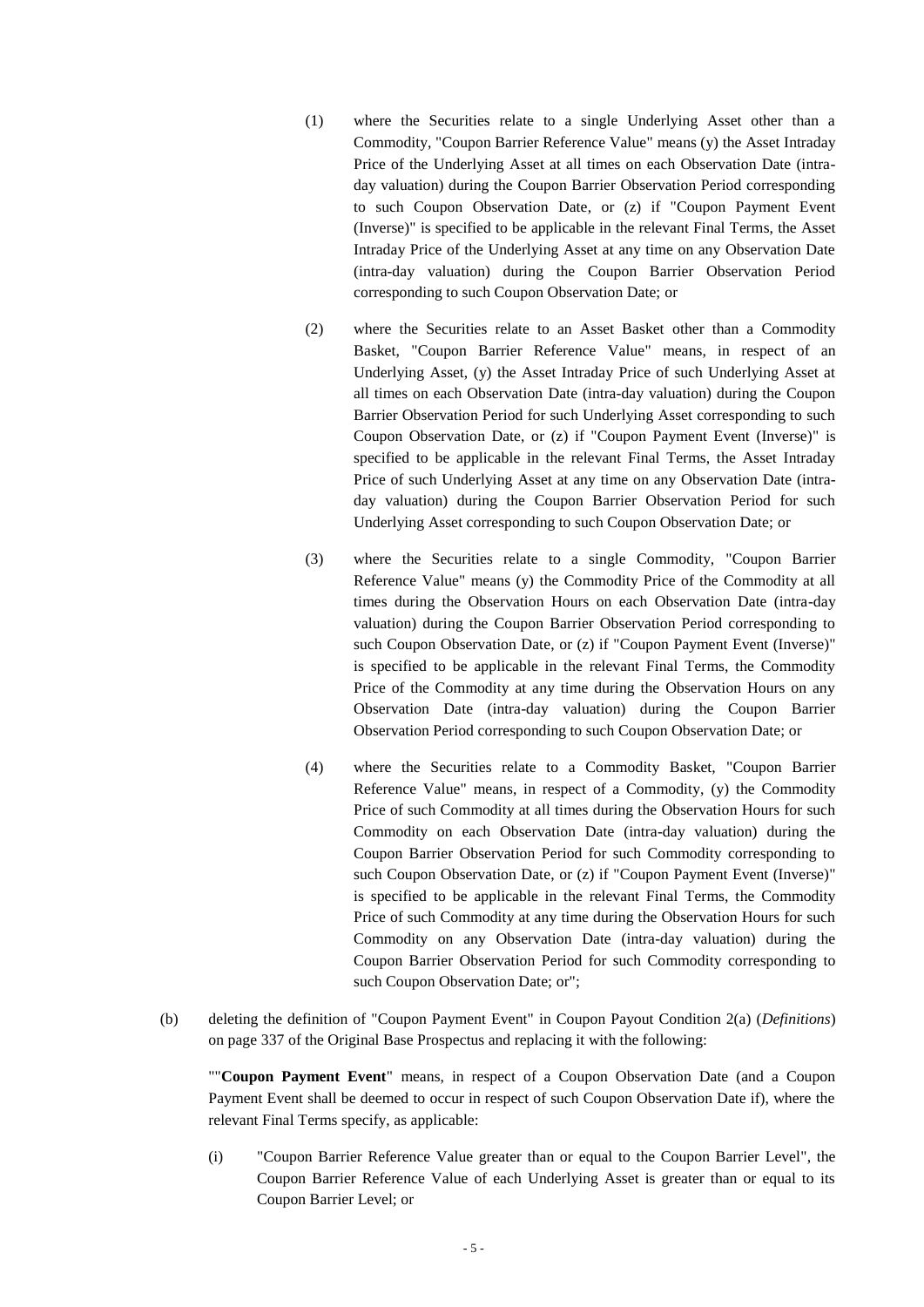(1) where the Securities relate to a single Underlying Asset other than a Commodity, "Coupon Barrier Reference Value" means (y) the Asset Intraday Price of the Underlying Asset at all times on each Observation Date (intra-day valuation) during the Coupon Barrier Observation Period corresponding to such Coupon Observation Date, or (z) if "Coupon Payment Event (Inverse)" is specified to be applicable in the relevant Final Terms, the Asset Intraday Price of the Underlying Asset at any time on any Observation Date (intra-day valuation) during the Coupon Barrier Observation Period corresponding to such Coupon Observation Date; or

(2) where the Securities relate to an Asset Basket other than a Commodity Basket, "Coupon Barrier Reference Value" means, in respect of an Underlying Asset, (y) the Asset Intraday Price of such Underlying Asset at all times on each Observation Date (intra-day valuation) during the Coupon Barrier Observation Period for such Underlying Asset corresponding to such Coupon Observation Date, or (z) if "Coupon Payment Event (Inverse)" is specified to be applicable in the relevant Final Terms, the Asset Intraday Price of such Underlying Asset at any time on any Observation Date (intra-day valuation) during the Coupon Barrier Observation Period for such Underlying Asset corresponding to such Coupon Observation Date; or

(3) where the Securities relate to a single Commodity, "Coupon Barrier Reference Value" means (y) the Commodity Price of the Commodity at all times during the Observation Hours on each Observation Date (intra-day valuation) during the Coupon Barrier Observation Period corresponding to such Coupon Observation Date, or (z) if "Coupon Payment Event (Inverse)" is specified to be applicable in the relevant Final Terms, the Commodity Price of the Commodity at any time during the Observation Hours on any Observation Date (intra-day valuation) during the Coupon Barrier Observation Period corresponding to such Coupon Observation Date; or

(4) where the Securities relate to a Commodity Basket, "Coupon Barrier Reference Value" means, in respect of a Commodity, (y) the Commodity Price of such Commodity at all times during the Observation Hours for such Commodity on each Observation Date (intra-day valuation) during the Coupon Barrier Observation Period for such Commodity corresponding to such Coupon Observation Date, or (z) if "Coupon Payment Event (Inverse)" is specified to be applicable in the relevant Final Terms, the Commodity Price of such Commodity at any time during the Observation Hours for such Commodity on any Observation Date (intra-day valuation) during the Coupon Barrier Observation Period for such Commodity corresponding to such Coupon Observation Date; or";

(b) deleting the definition of "Coupon Payment Event" in Coupon Payout Condition 2(a) (*Definitions*) on page 337 of the Original Base Prospectus and replacing it with the following:

""**Coupon Payment Event**" means, in respect of a Coupon Observation Date (and a Coupon Payment Event shall be deemed to occur in respect of such Coupon Observation Date if), where the relevant Final Terms specify, as applicable:

(i) "Coupon Barrier Reference Value greater than or equal to the Coupon Barrier Level", the Coupon Barrier Reference Value of each Underlying Asset is greater than or equal to its Coupon Barrier Level; or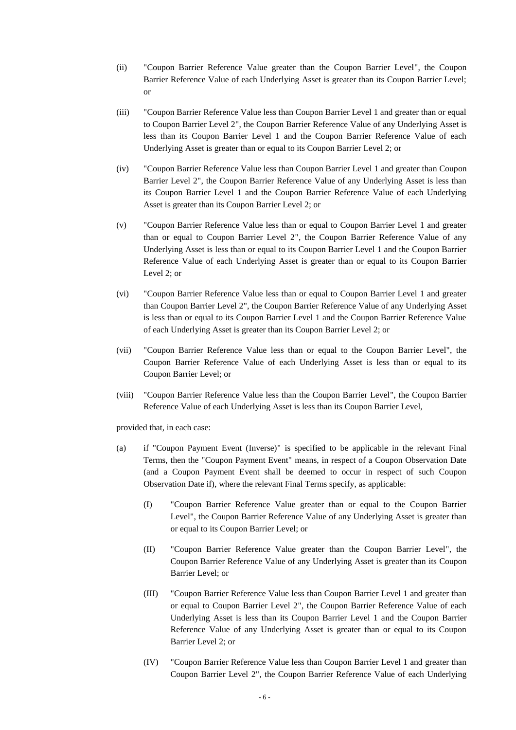(ii) "Coupon Barrier Reference Value greater than the Coupon Barrier Level", the Coupon Barrier Reference Value of each Underlying Asset is greater than its Coupon Barrier Level; or

(iii) "Coupon Barrier Reference Value less than Coupon Barrier Level 1 and greater than or equal to Coupon Barrier Level 2", the Coupon Barrier Reference Value of any Underlying Asset is less than its Coupon Barrier Level 1 and the Coupon Barrier Reference Value of each Underlying Asset is greater than or equal to its Coupon Barrier Level 2; or

(iv) "Coupon Barrier Reference Value less than Coupon Barrier Level 1 and greater than Coupon Barrier Level 2", the Coupon Barrier Reference Value of any Underlying Asset is less than its Coupon Barrier Level 1 and the Coupon Barrier Reference Value of each Underlying Asset is greater than its Coupon Barrier Level 2; or

(v) "Coupon Barrier Reference Value less than or equal to Coupon Barrier Level 1 and greater than or equal to Coupon Barrier Level 2", the Coupon Barrier Reference Value of any Underlying Asset is less than or equal to its Coupon Barrier Level 1 and the Coupon Barrier Reference Value of each Underlying Asset is greater than or equal to its Coupon Barrier Level 2; or

(vi) "Coupon Barrier Reference Value less than or equal to Coupon Barrier Level 1 and greater than Coupon Barrier Level 2", the Coupon Barrier Reference Value of any Underlying Asset is less than or equal to its Coupon Barrier Level 1 and the Coupon Barrier Reference Value of each Underlying Asset is greater than its Coupon Barrier Level 2; or

(vii) "Coupon Barrier Reference Value less than or equal to the Coupon Barrier Level", the Coupon Barrier Reference Value of each Underlying Asset is less than or equal to its Coupon Barrier Level; or

(viii) "Coupon Barrier Reference Value less than the Coupon Barrier Level", the Coupon Barrier Reference Value of each Underlying Asset is less than its Coupon Barrier Level,

provided that, in each case:

(a) if "Coupon Payment Event (Inverse)" is specified to be applicable in the relevant Final Terms, then the "Coupon Payment Event" means, in respect of a Coupon Observation Date (and a Coupon Payment Event shall be deemed to occur in respect of such Coupon Observation Date if), where the relevant Final Terms specify, as applicable:

  (I) "Coupon Barrier Reference Value greater than or equal to the Coupon Barrier Level", the Coupon Barrier Reference Value of any Underlying Asset is greater than or equal to its Coupon Barrier Level; or

  (II) "Coupon Barrier Reference Value greater than the Coupon Barrier Level", the Coupon Barrier Reference Value of any Underlying Asset is greater than its Coupon Barrier Level; or

  (III) "Coupon Barrier Reference Value less than Coupon Barrier Level 1 and greater than or equal to Coupon Barrier Level 2", the Coupon Barrier Reference Value of each Underlying Asset is less than its Coupon Barrier Level 1 and the Coupon Barrier Reference Value of any Underlying Asset is greater than or equal to its Coupon Barrier Level 2; or

  (IV) "Coupon Barrier Reference Value less than Coupon Barrier Level 1 and greater than Coupon Barrier Level 2", the Coupon Barrier Reference Value of each Underlying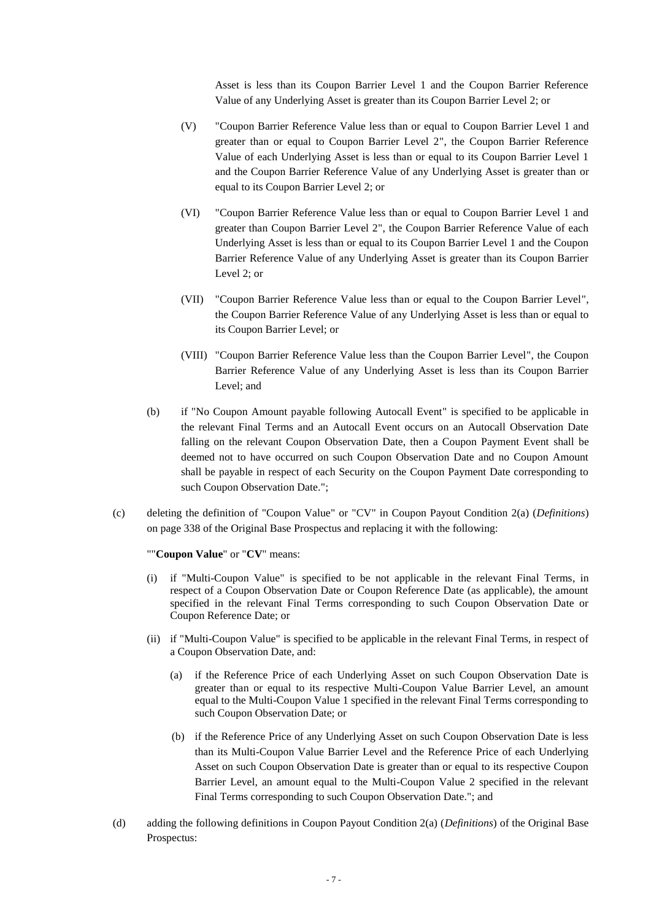Asset is less than its Coupon Barrier Level 1 and the Coupon Barrier Reference Value of any Underlying Asset is greater than its Coupon Barrier Level 2; or

(V) "Coupon Barrier Reference Value less than or equal to Coupon Barrier Level 1 and greater than or equal to Coupon Barrier Level 2", the Coupon Barrier Reference Value of each Underlying Asset is less than or equal to its Coupon Barrier Level 1 and the Coupon Barrier Reference Value of any Underlying Asset is greater than or equal to its Coupon Barrier Level 2; or

(VI) "Coupon Barrier Reference Value less than or equal to Coupon Barrier Level 1 and greater than Coupon Barrier Level 2", the Coupon Barrier Reference Value of each Underlying Asset is less than or equal to its Coupon Barrier Level 1 and the Coupon Barrier Reference Value of any Underlying Asset is greater than its Coupon Barrier Level 2; or

(VII) "Coupon Barrier Reference Value less than or equal to the Coupon Barrier Level", the Coupon Barrier Reference Value of any Underlying Asset is less than or equal to its Coupon Barrier Level; or

(VIII) "Coupon Barrier Reference Value less than the Coupon Barrier Level", the Coupon Barrier Reference Value of any Underlying Asset is less than its Coupon Barrier Level; and

(b) if "No Coupon Amount payable following Autocall Event" is specified to be applicable in the relevant Final Terms and an Autocall Event occurs on an Autocall Observation Date falling on the relevant Coupon Observation Date, then a Coupon Payment Event shall be deemed not to have occurred on such Coupon Observation Date and no Coupon Amount shall be payable in respect of each Security on the Coupon Payment Date corresponding to such Coupon Observation Date.";

(c) deleting the definition of "Coupon Value" or "CV" in Coupon Payout Condition 2(a) (*Definitions*) on page 338 of the Original Base Prospectus and replacing it with the following:

""**Coupon Value**" or "**CV**" means:

(i) if "Multi-Coupon Value" is specified to be not applicable in the relevant Final Terms, in respect of a Coupon Observation Date or Coupon Reference Date (as applicable), the amount specified in the relevant Final Terms corresponding to such Coupon Observation Date or Coupon Reference Date; or

(ii) if "Multi-Coupon Value" is specified to be applicable in the relevant Final Terms, in respect of a Coupon Observation Date, and:

(a) if the Reference Price of each Underlying Asset on such Coupon Observation Date is greater than or equal to its respective Multi-Coupon Value Barrier Level, an amount equal to the Multi-Coupon Value 1 specified in the relevant Final Terms corresponding to such Coupon Observation Date; or

(b) if the Reference Price of any Underlying Asset on such Coupon Observation Date is less than its Multi-Coupon Value Barrier Level and the Reference Price of each Underlying Asset on such Coupon Observation Date is greater than or equal to its respective Coupon Barrier Level, an amount equal to the Multi-Coupon Value 2 specified in the relevant Final Terms corresponding to such Coupon Observation Date."; and

(d) adding the following definitions in Coupon Payout Condition 2(a) (*Definitions*) of the Original Base Prospectus: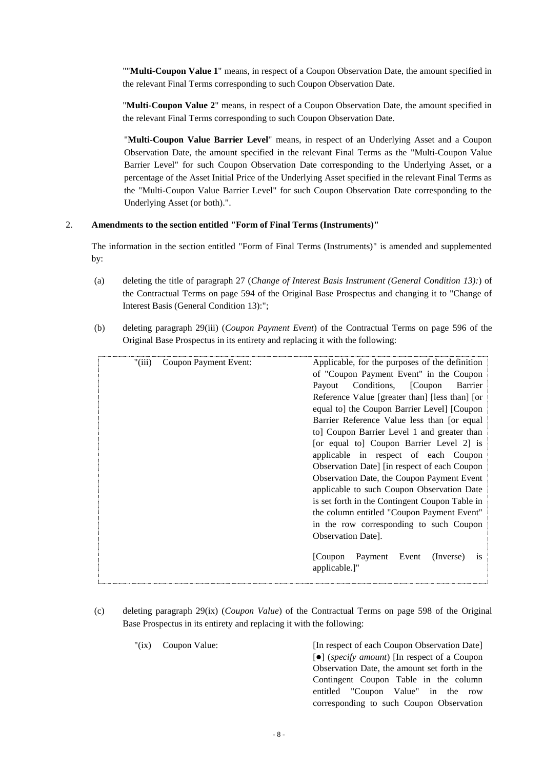""**Multi-Coupon Value 1**" means, in respect of a Coupon Observation Date, the amount specified in the relevant Final Terms corresponding to such Coupon Observation Date.

"**Multi-Coupon Value 2**" means, in respect of a Coupon Observation Date, the amount specified in the relevant Final Terms corresponding to such Coupon Observation Date.

"**Multi-Coupon Value Barrier Level**" means, in respect of an Underlying Asset and a Coupon Observation Date, the amount specified in the relevant Final Terms as the "Multi-Coupon Value Barrier Level" for such Coupon Observation Date corresponding to the Underlying Asset, or a percentage of the Asset Initial Price of the Underlying Asset specified in the relevant Final Terms as the "Multi-Coupon Value Barrier Level" for such Coupon Observation Date corresponding to the Underlying Asset (or both).".

2. **Amendments to the section entitled "Form of Final Terms (Instruments)"**

The information in the section entitled "Form of Final Terms (Instruments)" is amended and supplemented by:

(a) deleting the title of paragraph 27 (*Change of Interest Basis Instrument (General Condition 13):*) of the Contractual Terms on page 594 of the Original Base Prospectus and changing it to "Change of Interest Basis (General Condition 13):";

(b) deleting paragraph 29(iii) (*Coupon Payment Event*) of the Contractual Terms on page 596 of the Original Base Prospectus in its entirety and replacing it with the following:

| "(iii) Coupon Payment Event: | Applicable, for the purposes of the definition of "Coupon Payment Event" in the Coupon Payout Conditions, [Coupon Barrier Reference Value [greater than] [less than] [or equal to] the Coupon Barrier Level] [Coupon Barrier Reference Value less than [or equal to] Coupon Barrier Level 1 and greater than [or equal to] Coupon Barrier Level 2] is applicable in respect of each Coupon Observation Date] [in respect of each Coupon Observation Date, the Coupon Payment Event applicable to such Coupon Observation Date is set forth in the Contingent Coupon Table in the column entitled "Coupon Payment Event" in the row corresponding to such Coupon Observation Date].<br><br>[Coupon Payment Event (Inverse) is applicable.]" |
|---|---|

(c) deleting paragraph 29(ix) (*Coupon Value*) of the Contractual Terms on page 598 of the Original Base Prospectus in its entirety and replacing it with the following:

| "(ix) Coupon Value: | [In respect of each Coupon Observation Date] [●] (*specify amount*) [In respect of a Coupon Observation Date, the amount set forth in the Contingent Coupon Table in the column entitled "Coupon Value" in the row corresponding to such Coupon Observation |
|---|---|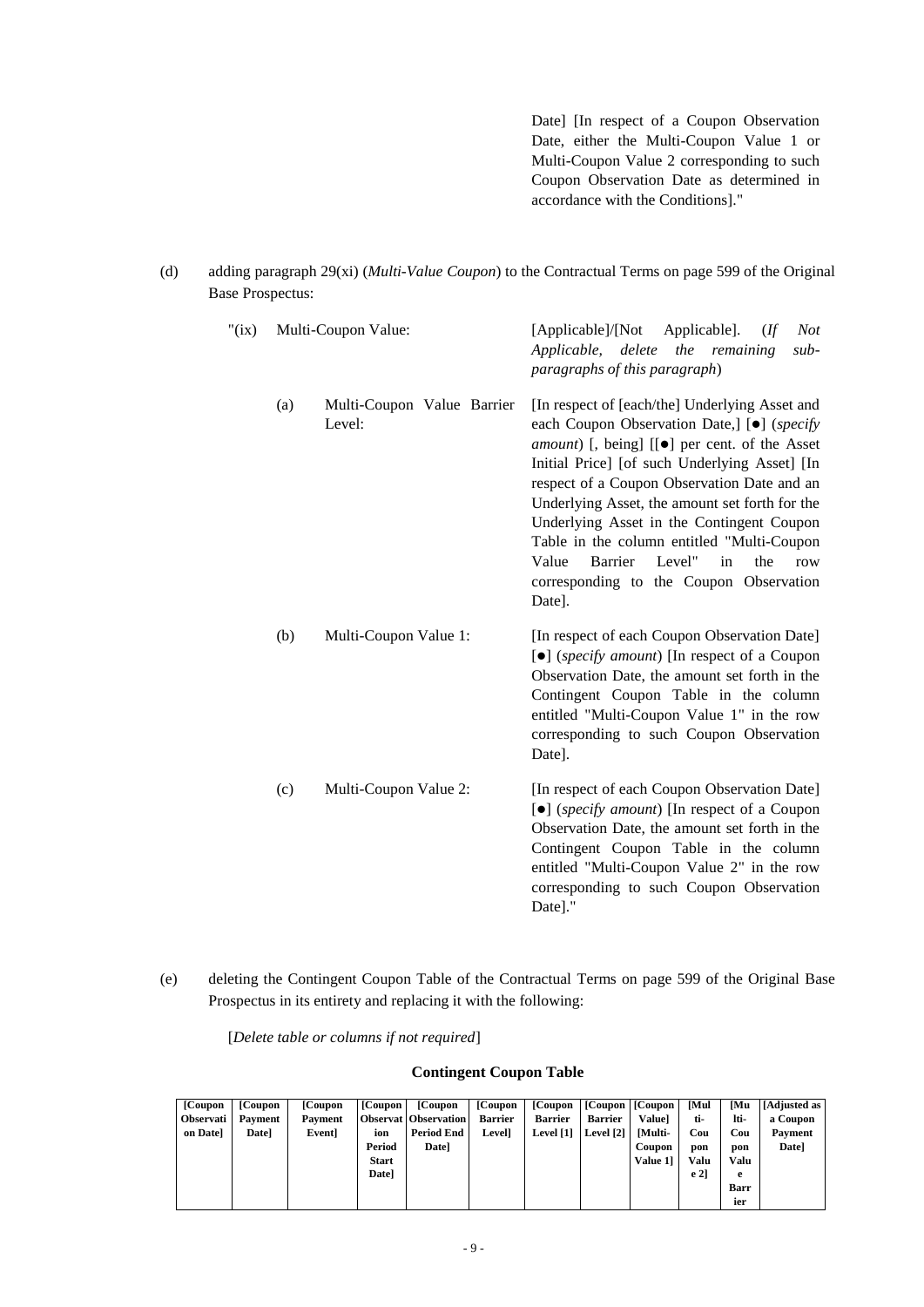Date] [In respect of a Coupon Observation Date, either the Multi-Coupon Value 1 or Multi-Coupon Value 2 corresponding to such Coupon Observation Date as determined in accordance with the Conditions]."

(d) adding paragraph 29(xi) (*Multi-Value Coupon*) to the Contractual Terms on page 599 of the Original Base Prospectus:

"(ix) Multi-Coupon Value: [Applicable]/[Not Applicable]. (*If Not Applicable, delete the remaining sub-paragraphs of this paragraph*)

(a) Multi-Coupon Value Barrier Level: [In respect of [each/the] Underlying Asset and each Coupon Observation Date,] [●] (*specify amount*) [, being] [[●] per cent. of the Asset Initial Price] [of such Underlying Asset] [In respect of a Coupon Observation Date and an Underlying Asset, the amount set forth for the Underlying Asset in the Contingent Coupon Table in the column entitled "Multi-Coupon Value Barrier Level" in the row corresponding to the Coupon Observation Date].

(b) Multi-Coupon Value 1: [In respect of each Coupon Observation Date] [●] (*specify amount*) [In respect of a Coupon Observation Date, the amount set forth in the Contingent Coupon Table in the column entitled "Multi-Coupon Value 1" in the row corresponding to such Coupon Observation Date].

(c) Multi-Coupon Value 2: [In respect of each Coupon Observation Date] [●] (*specify amount*) [In respect of a Coupon Observation Date, the amount set forth in the Contingent Coupon Table in the column entitled "Multi-Coupon Value 2" in the row corresponding to such Coupon Observation Date]."

(e) deleting the Contingent Coupon Table of the Contractual Terms on page 599 of the Original Base Prospectus in its entirety and replacing it with the following:

[*Delete table or columns if not required*]

**Contingent Coupon Table**

| [Coupon Observation Date] | [Coupon Payment Date] | [Coupon Payment Event] | [Coupon Observation Period Start Date] | [Coupon Observation Period End Date] | [Coupon Barrier Level] | [Coupon Barrier Level [1] | [Coupon Barrier Level [2] | [Coupon Value] [Multi-Coupon Value 1] | [Multi-Coupon Value 2] | [Multi-Coupon Value Barrier | [Adjusted as a Coupon Payment Date] |
|---|---|---|---|---|---|---|---|---|---|---|---|
| | | | | | | | | | | | |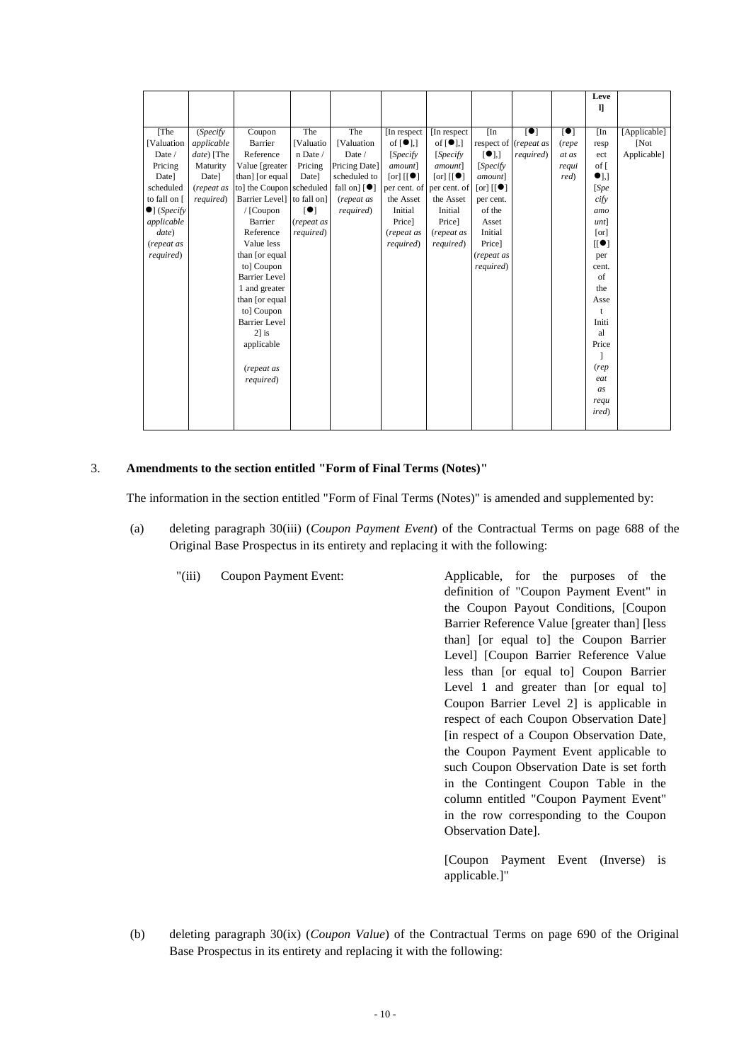| | | | | | | | | | | Level] | |
|---|---|---|---|---|---|---|---|---|---|---|---|
| [The [Valuation Date / Pricing Date] scheduled to fall on [●] (*Specify applicable date*) (*repeat as required*) | (*Specify applicable date*) [The Maturity Date] (*repeat as required*) | Coupon Barrier Reference Value [greater than] [or equal to] the Coupon Barrier Level] / [Coupon Barrier Reference Value less than [or equal to] Coupon Barrier Level 1 and greater than [or equal to] Coupon Barrier Level 2] is applicable (*repeat as required*) | The [Valuation Date / Pricing Date] scheduled to fall on] [●] (*repeat as required*) | The [Valuation Date / Pricing Date] scheduled to fall on] [●] (*repeat as required*) | [In respect of [●],] [*Specify amount*] [or] [[●] per cent. of the Asset Initial Price] (*repeat as required*) | [In respect of [●],] [*Specify amount*] [or] [[●] per cent. of the Asset Initial Price] (*repeat as required*) | [In respect of [●],] [*Specify amount*] [or] [[●] per cent. of the Asset Initial Price] (*repeat as required*) | [●] (*repeat as required*) | [●] (*repeat as required*) | [In respect of [●],] [*Specify amount*] [or] [[●] per cent. of the Asset Initial Price] (*repeat as required*) | [Applicable] [Not Applicable] |

3. **Amendments to the section entitled "Form of Final Terms (Notes)"**

The information in the section entitled "Form of Final Terms (Notes)" is amended and supplemented by:

(a) deleting paragraph 30(iii) (*Coupon Payment Event*) of the Contractual Terms on page 688 of the Original Base Prospectus in its entirety and replacing it with the following:

"(iii) Coupon Payment Event: Applicable, for the purposes of the definition of "Coupon Payment Event" in the Coupon Payout Conditions, [Coupon Barrier Reference Value [greater than] [less than] [or equal to] the Coupon Barrier Level] [Coupon Barrier Reference Value less than [or equal to] Coupon Barrier Level 1 and greater than [or equal to] Coupon Barrier Level 2] is applicable in respect of each Coupon Observation Date] [in respect of a Coupon Observation Date, the Coupon Payment Event applicable to such Coupon Observation Date is set forth in the Contingent Coupon Table in the column entitled "Coupon Payment Event" in the row corresponding to the Coupon Observation Date].

[Coupon Payment Event (Inverse) is applicable.]"

(b) deleting paragraph 30(ix) (*Coupon Value*) of the Contractual Terms on page 690 of the Original Base Prospectus in its entirety and replacing it with the following: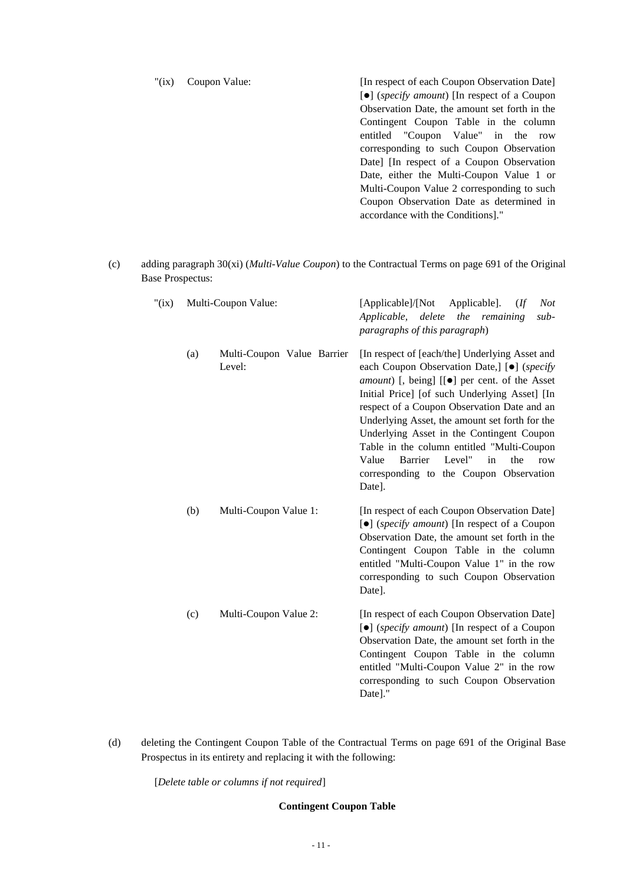"(ix) Coupon Value: [In respect of each Coupon Observation Date] [●] (*specify amount*) [In respect of a Coupon Observation Date, the amount set forth in the Contingent Coupon Table in the column entitled "Coupon Value" in the row corresponding to such Coupon Observation Date] [In respect of a Coupon Observation Date, either the Multi-Coupon Value 1 or Multi-Coupon Value 2 corresponding to such Coupon Observation Date as determined in accordance with the Conditions]."

(c) adding paragraph 30(xi) (*Multi-Value Coupon*) to the Contractual Terms on page 691 of the Original Base Prospectus:

"(ix) Multi-Coupon Value: [Applicable]/[Not Applicable]. (*If Not Applicable, delete the remaining sub-paragraphs of this paragraph*)

(a) Multi-Coupon Value Barrier Level: [In respect of [each/the] Underlying Asset and each Coupon Observation Date,] [●] (*specify amount*) [, being] [[●] per cent. of the Asset Initial Price] [of such Underlying Asset] [In respect of a Coupon Observation Date and an Underlying Asset, the amount set forth for the Underlying Asset in the Contingent Coupon Table in the column entitled "Multi-Coupon Value Barrier Level" in the row corresponding to the Coupon Observation Date].

(b) Multi-Coupon Value 1: [In respect of each Coupon Observation Date] [●] (*specify amount*) [In respect of a Coupon Observation Date, the amount set forth in the Contingent Coupon Table in the column entitled "Multi-Coupon Value 1" in the row corresponding to such Coupon Observation Date].

(c) Multi-Coupon Value 2: [In respect of each Coupon Observation Date] [●] (*specify amount*) [In respect of a Coupon Observation Date, the amount set forth in the Contingent Coupon Table in the column entitled "Multi-Coupon Value 2" in the row corresponding to such Coupon Observation Date]."

(d) deleting the Contingent Coupon Table of the Contractual Terms on page 691 of the Original Base Prospectus in its entirety and replacing it with the following:

[*Delete table or columns if not required*]

**Contingent Coupon Table**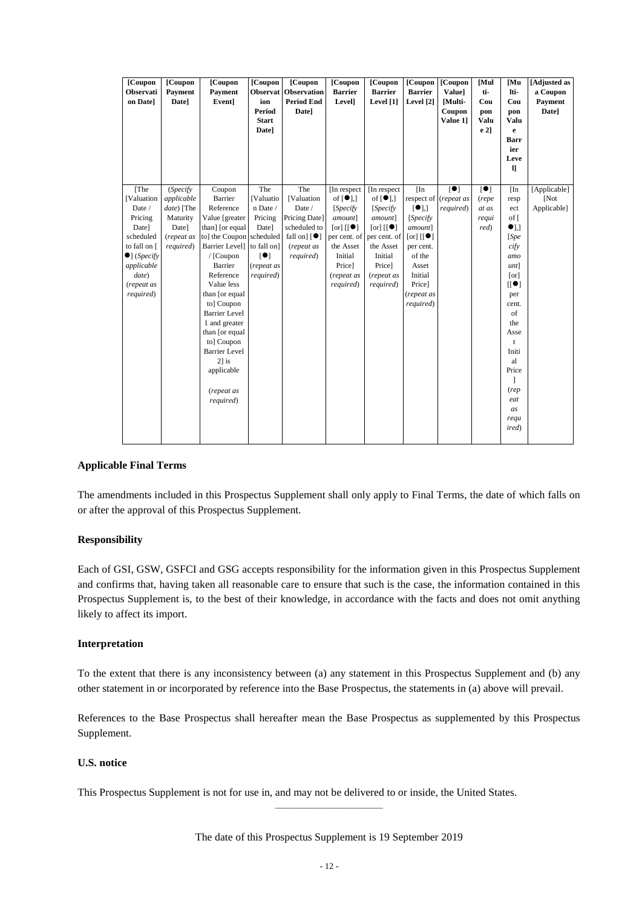| [Coupon Observation Date] | [Coupon Payment Date] | [Coupon Payment Event] | [Coupon Observation Period Start Date] | [Coupon Observation Period End Date] | [Coupon Barrier Level] | [Coupon Barrier Level [1] | [Coupon Barrier Level [2] | [Coupon Value] [Multi-Coupon Value 1] | [Multi-Coupon Value 2] | [Multi-Coupon Value Barrier Level] | [Adjusted as a Coupon Payment Date] |
|---|---|---|---|---|---|---|---|---|---|---|---|
| [The [Valuation Date / Pricing Date] scheduled to fall on [●] (*Specify applicable date*) (*repeat as required*) | (*Specify applicable date*) [The Maturity Date] (*repeat as required*) | Coupon Barrier Reference Value [greater than] [or equal to] the Coupon Barrier Level] / [Coupon Barrier Reference Value less than [or equal to] Coupon Barrier Level 1 and greater than [or equal to] Coupon Barrier Level 2] is applicable (*repeat as required*) | The [Valuation Date / Pricing Date] scheduled to fall on] [●] (*repeat as required*) | The [Valuation Date / Pricing Date] scheduled to fall on] [●] (*repeat as required*) | [In respect of [●],] [*Specify amount*] [or] [[●] per cent. of the Asset Initial Price] (*repeat as required*) | [In respect of [●],] [*Specify amount*] [or] [[●] per cent. of the Asset Initial Price] (*repeat as required*) | [In respect of [●],] [*Specify amount*] [or] [[●] per cent. of the Asset Initial Price] (*repeat as required*) | [●] (*repeat as required*) | [●] (*repeat as required*) | [In respect of [●],] [*Specify amount*] [or] [[●] per cent. of the Asset Initial Price] (*repeat as required*) | [Applicable] [Not Applicable] |

**Applicable Final Terms**

The amendments included in this Prospectus Supplement shall only apply to Final Terms, the date of which falls on or after the approval of this Prospectus Supplement.

**Responsibility**

Each of GSI, GSW, GSFCI and GSG accepts responsibility for the information given in this Prospectus Supplement and confirms that, having taken all reasonable care to ensure that such is the case, the information contained in this Prospectus Supplement is, to the best of their knowledge, in accordance with the facts and does not omit anything likely to affect its import.

**Interpretation**

To the extent that there is any inconsistency between (a) any statement in this Prospectus Supplement and (b) any other statement in or incorporated by reference into the Base Prospectus, the statements in (a) above will prevail.

References to the Base Prospectus shall hereafter mean the Base Prospectus as supplemented by this Prospectus Supplement.

**U.S. notice**

This Prospectus Supplement is not for use in, and may not be delivered to or inside, the United States.

---

The date of this Prospectus Supplement is 19 September 2019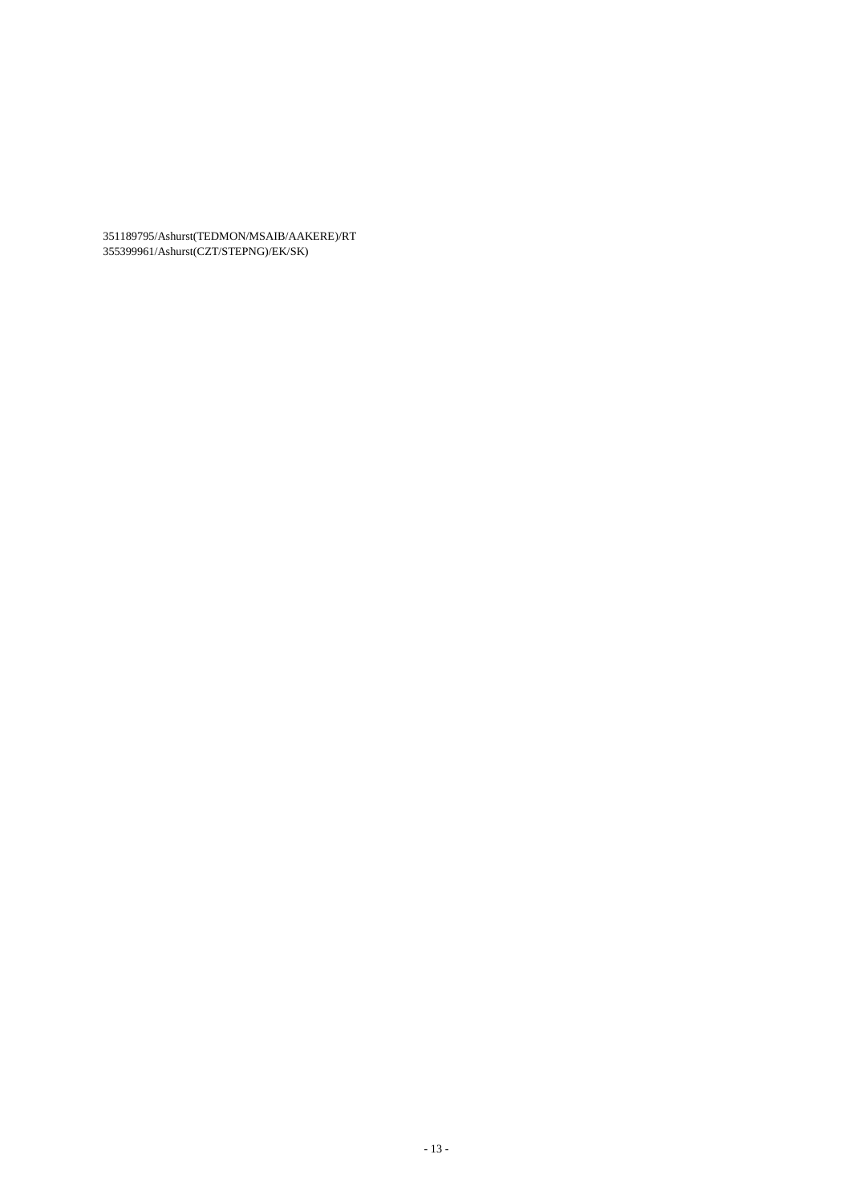351189795/Ashurst(TEDMON/MSAIB/AAKERE)/RT
355399961/Ashurst(CZT/STEPNG)/EK/SK)